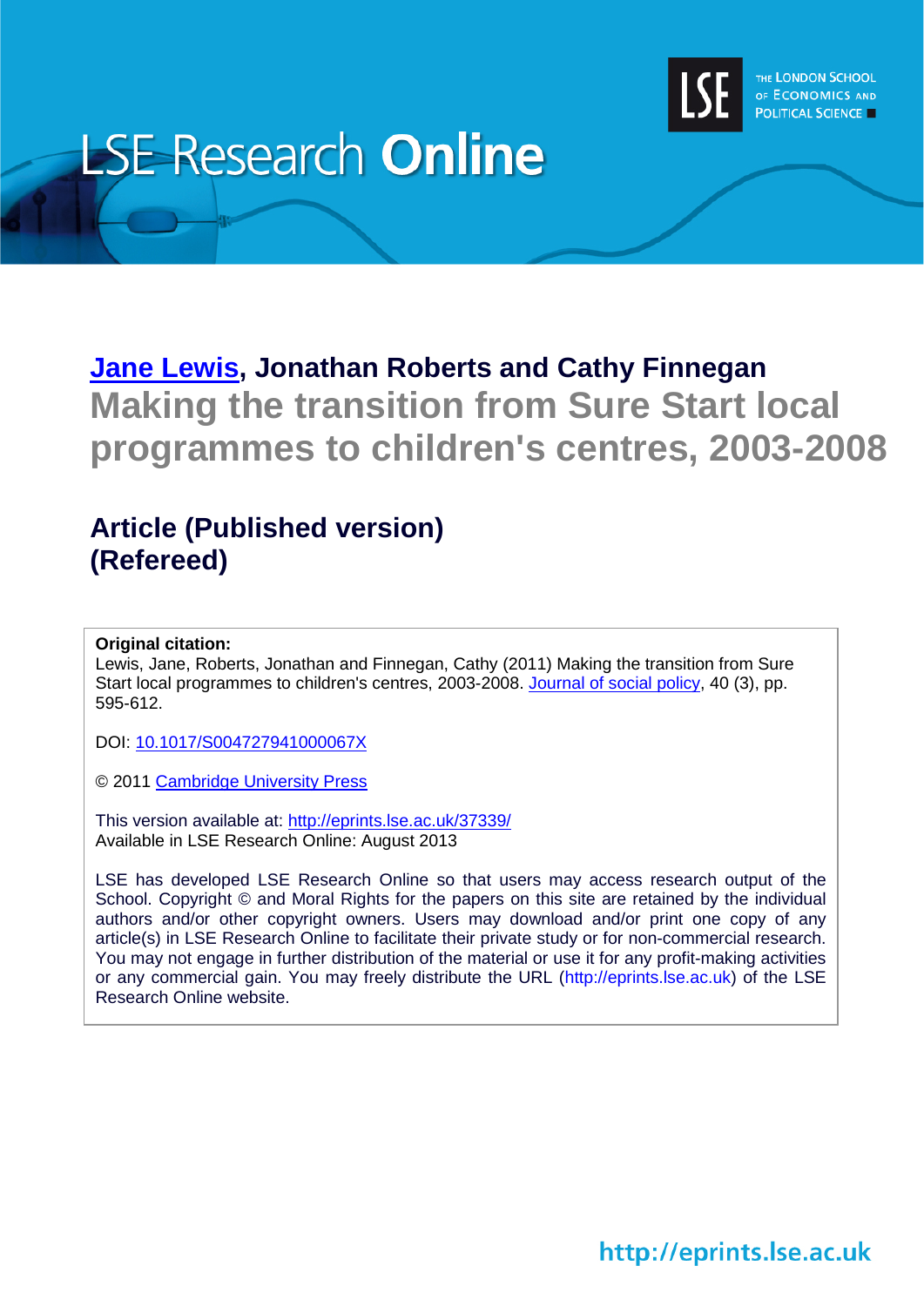# LSE Research Online

THE LONDON SCHOOL OF ECONOMICS AND POLITICAL SCIENCE

**Jane Lewis, Jonathan Roberts and Cathy Finnegan**

## Making the transition from Sure Start local programmes to children's centres, 2003-2008

### Article (Published version)
### (Refereed)

**Original citation:**
Lewis, Jane, Roberts, Jonathan and Finnegan, Cathy (2011) Making the transition from Sure Start local programmes to children's centres, 2003-2008. Journal of social policy, 40 (3), pp. 595-612.

DOI: 10.1017/S004727941000067X

© 2011 Cambridge University Press

This version available at: http://eprints.lse.ac.uk/37339/
Available in LSE Research Online: August 2013

LSE has developed LSE Research Online so that users may access research output of the School. Copyright © and Moral Rights for the papers on this site are retained by the individual authors and/or other copyright owners. Users may download and/or print one copy of any article(s) in LSE Research Online to facilitate their private study or for non-commercial research. You may not engage in further distribution of the material or use it for any profit-making activities or any commercial gain. You may freely distribute the URL (http://eprints.lse.ac.uk) of the LSE Research Online website.

http://eprints.lse.ac.uk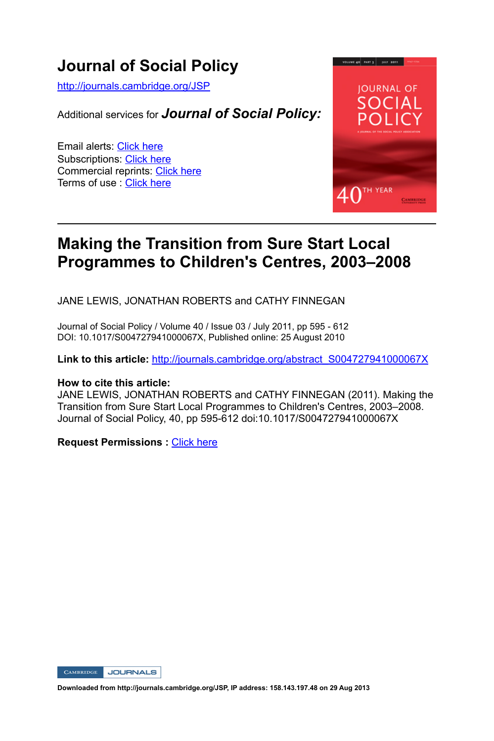# Journal of Social Policy

http://journals.cambridge.org/JSP

Additional services for ***Journal of Social Policy:***

Email alerts: Click here
Subscriptions: Click here
Commercial reprints: Click here
Terms of use : Click here

---

# Making the Transition from Sure Start Local Programmes to Children's Centres, 2003–2008

JANE LEWIS, JONATHAN ROBERTS and CATHY FINNEGAN

Journal of Social Policy / Volume 40 / Issue 03 / July 2011, pp 595 - 612
DOI: 10.1017/S004727941000067X, Published online: 25 August 2010

**Link to this article:** http://journals.cambridge.org/abstract_S004727941000067X

**How to cite this article:**
JANE LEWIS, JONATHAN ROBERTS and CATHY FINNEGAN (2011). Making the Transition from Sure Start Local Programmes to Children's Centres, 2003–2008. Journal of Social Policy, 40, pp 595-612 doi:10.1017/S004727941000067X

**Request Permissions :** Click here

**Downloaded from http://journals.cambridge.org/JSP, IP address: 158.143.197.48 on 29 Aug 2013**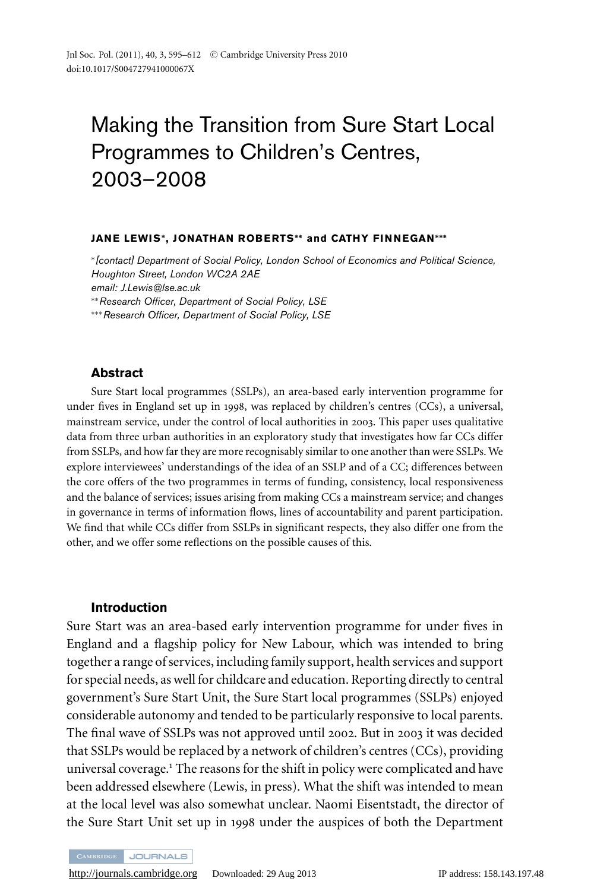# Making the Transition from Sure Start Local Programmes to Children's Centres, 2003–2008

**JANE LEWIS***, **JONATHAN ROBERTS**** and **CATHY FINNEGAN*****

*[contact] Department of Social Policy, London School of Economics and Political Science, Houghton Street, London WC2A 2AE*
*email: J.Lewis@lse.ac.uk*
***Research Officer, Department of Social Policy, LSE*
****Research Officer, Department of Social Policy, LSE*

## Abstract

Sure Start local programmes (SSLPs), an area-based early intervention programme for under fives in England set up in 1998, was replaced by children's centres (CCs), a universal, mainstream service, under the control of local authorities in 2003. This paper uses qualitative data from three urban authorities in an exploratory study that investigates how far CCs differ from SSLPs, and how far they are more recognisably similar to one another than were SSLPs. We explore interviewees' understandings of the idea of an SSLP and of a CC; differences between the core offers of the two programmes in terms of funding, consistency, local responsiveness and the balance of services; issues arising from making CCs a mainstream service; and changes in governance in terms of information flows, lines of accountability and parent participation. We find that while CCs differ from SSLPs in significant respects, they also differ one from the other, and we offer some reflections on the possible causes of this.

## Introduction

Sure Start was an area-based early intervention programme for under fives in England and a flagship policy for New Labour, which was intended to bring together a range of services, including family support, health services and support for special needs, as well for childcare and education. Reporting directly to central government's Sure Start Unit, the Sure Start local programmes (SSLPs) enjoyed considerable autonomy and tended to be particularly responsive to local parents. The final wave of SSLPs was not approved until 2002. But in 2003 it was decided that SSLPs would be replaced by a network of children's centres (CCs), providing universal coverage.[1] The reasons for the shift in policy were complicated and have been addressed elsewhere (Lewis, in press). What the shift was intended to mean at the local level was also somewhat unclear. Naomi Eisentstadt, the director of the Sure Start Unit set up in 1998 under the auspices of both the Department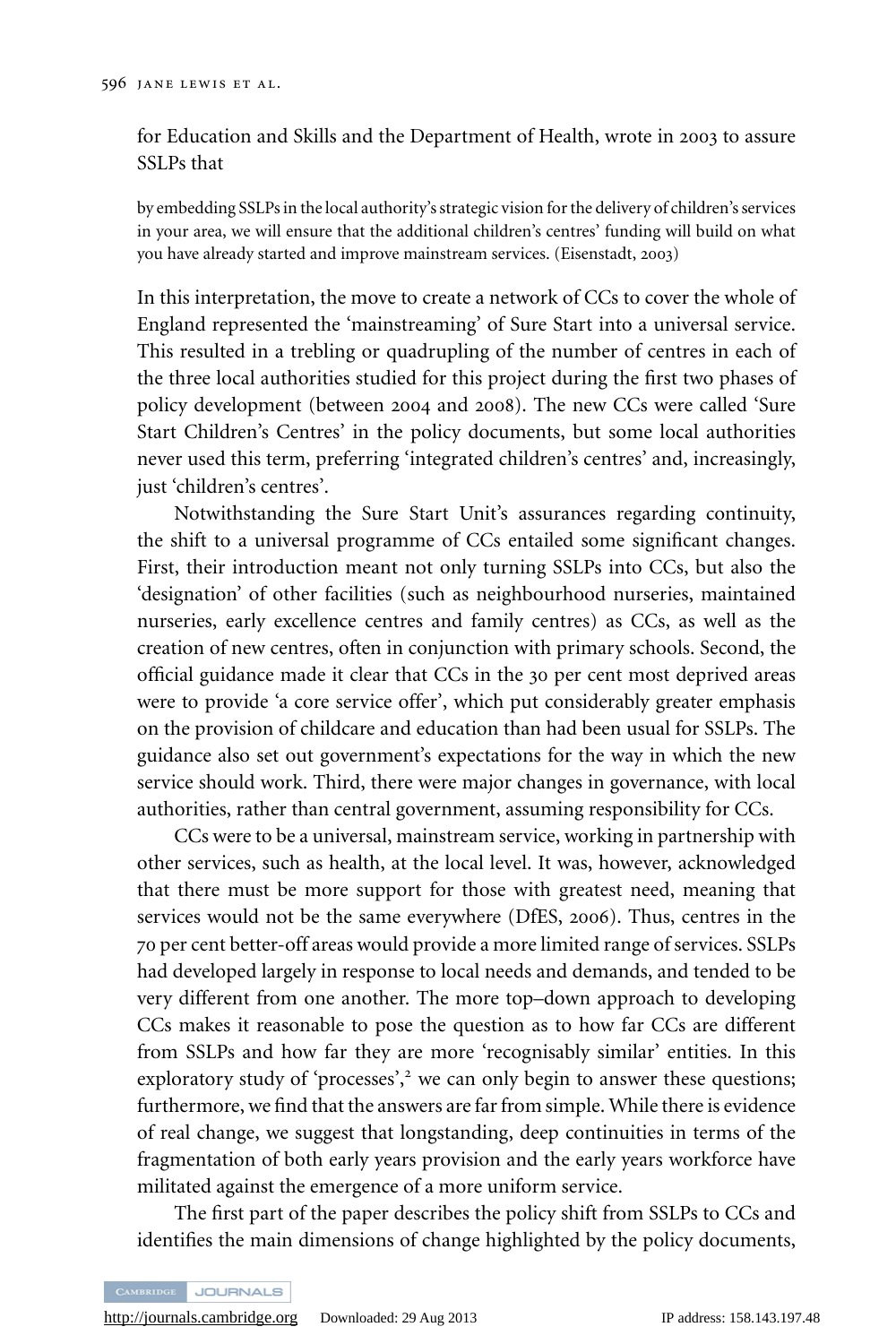for Education and Skills and the Department of Health, wrote in 2003 to assure SSLPs that

> by embedding SSLPs in the local authority's strategic vision for the delivery of children's services in your area, we will ensure that the additional children's centres' funding will build on what you have already started and improve mainstream services. (Eisenstadt, 2003)

In this interpretation, the move to create a network of CCs to cover the whole of England represented the 'mainstreaming' of Sure Start into a universal service. This resulted in a trebling or quadrupling of the number of centres in each of the three local authorities studied for this project during the first two phases of policy development (between 2004 and 2008). The new CCs were called 'Sure Start Children's Centres' in the policy documents, but some local authorities never used this term, preferring 'integrated children's centres' and, increasingly, just 'children's centres'.

Notwithstanding the Sure Start Unit's assurances regarding continuity, the shift to a universal programme of CCs entailed some significant changes. First, their introduction meant not only turning SSLPs into CCs, but also the 'designation' of other facilities (such as neighbourhood nurseries, maintained nurseries, early excellence centres and family centres) as CCs, as well as the creation of new centres, often in conjunction with primary schools. Second, the official guidance made it clear that CCs in the 30 per cent most deprived areas were to provide 'a core service offer', which put considerably greater emphasis on the provision of childcare and education than had been usual for SSLPs. The guidance also set out government's expectations for the way in which the new service should work. Third, there were major changes in governance, with local authorities, rather than central government, assuming responsibility for CCs.

CCs were to be a universal, mainstream service, working in partnership with other services, such as health, at the local level. It was, however, acknowledged that there must be more support for those with greatest need, meaning that services would not be the same everywhere (DfES, 2006). Thus, centres in the 70 per cent better-off areas would provide a more limited range of services. SSLPs had developed largely in response to local needs and demands, and tended to be very different from one another. The more top–down approach to developing CCs makes it reasonable to pose the question as to how far CCs are different from SSLPs and how far they are more 'recognisably similar' entities. In this exploratory study of 'processes',[2] we can only begin to answer these questions; furthermore, we find that the answers are far from simple. While there is evidence of real change, we suggest that longstanding, deep continuities in terms of the fragmentation of both early years provision and the early years workforce have militated against the emergence of a more uniform service.

The first part of the paper describes the policy shift from SSLPs to CCs and identifies the main dimensions of change highlighted by the policy documents,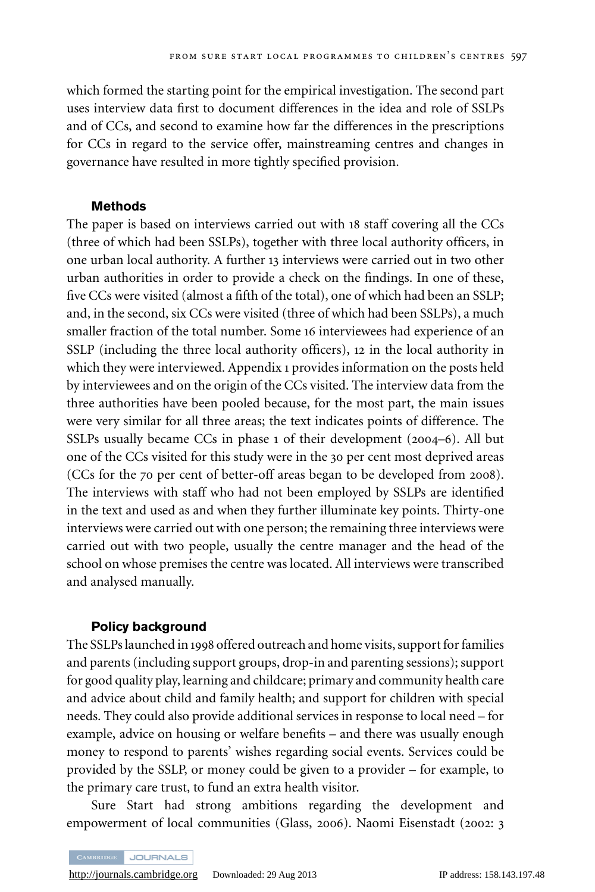which formed the starting point for the empirical investigation. The second part uses interview data first to document differences in the idea and role of SSLPs and of CCs, and second to examine how far the differences in the prescriptions for CCs in regard to the service offer, mainstreaming centres and changes in governance have resulted in more tightly specified provision.

### Methods

The paper is based on interviews carried out with 18 staff covering all the CCs (three of which had been SSLPs), together with three local authority officers, in one urban local authority. A further 13 interviews were carried out in two other urban authorities in order to provide a check on the findings. In one of these, five CCs were visited (almost a fifth of the total), one of which had been an SSLP; and, in the second, six CCs were visited (three of which had been SSLPs), a much smaller fraction of the total number. Some 16 interviewees had experience of an SSLP (including the three local authority officers), 12 in the local authority in which they were interviewed. Appendix 1 provides information on the posts held by interviewees and on the origin of the CCs visited. The interview data from the three authorities have been pooled because, for the most part, the main issues were very similar for all three areas; the text indicates points of difference. The SSLPs usually became CCs in phase 1 of their development (2004–6). All but one of the CCs visited for this study were in the 30 per cent most deprived areas (CCs for the 70 per cent of better-off areas began to be developed from 2008). The interviews with staff who had not been employed by SSLPs are identified in the text and used as and when they further illuminate key points. Thirty-one interviews were carried out with one person; the remaining three interviews were carried out with two people, usually the centre manager and the head of the school on whose premises the centre was located. All interviews were transcribed and analysed manually.

### Policy background

The SSLPs launched in 1998 offered outreach and home visits, support for families and parents (including support groups, drop-in and parenting sessions); support for good quality play, learning and childcare; primary and community health care and advice about child and family health; and support for children with special needs. They could also provide additional services in response to local need – for example, advice on housing or welfare benefits – and there was usually enough money to respond to parents' wishes regarding social events. Services could be provided by the SSLP, or money could be given to a provider – for example, to the primary care trust, to fund an extra health visitor.

Sure Start had strong ambitions regarding the development and empowerment of local communities (Glass, 2006). Naomi Eisenstadt (2002: 3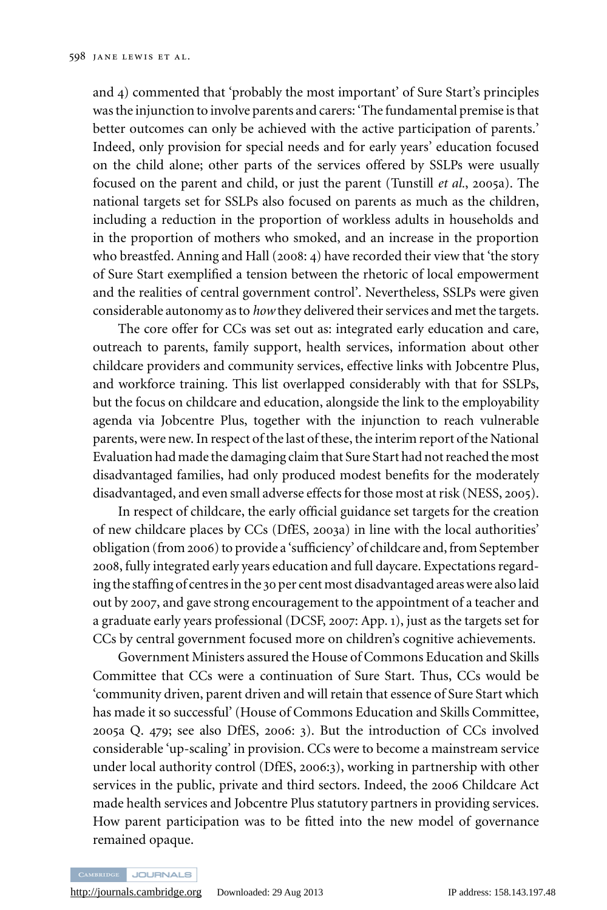and 4) commented that 'probably the most important' of Sure Start's principles was the injunction to involve parents and carers: 'The fundamental premise is that better outcomes can only be achieved with the active participation of parents.' Indeed, only provision for special needs and for early years' education focused on the child alone; other parts of the services offered by SSLPs were usually focused on the parent and child, or just the parent (Tunstill *et al.*, 2005a). The national targets set for SSLPs also focused on parents as much as the children, including a reduction in the proportion of workless adults in households and in the proportion of mothers who smoked, and an increase in the proportion who breastfed. Anning and Hall (2008: 4) have recorded their view that 'the story of Sure Start exemplified a tension between the rhetoric of local empowerment and the realities of central government control'. Nevertheless, SSLPs were given considerable autonomy as to *how* they delivered their services and met the targets.

The core offer for CCs was set out as: integrated early education and care, outreach to parents, family support, health services, information about other childcare providers and community services, effective links with Jobcentre Plus, and workforce training. This list overlapped considerably with that for SSLPs, but the focus on childcare and education, alongside the link to the employability agenda via Jobcentre Plus, together with the injunction to reach vulnerable parents, were new. In respect of the last of these, the interim report of the National Evaluation had made the damaging claim that Sure Start had not reached the most disadvantaged families, had only produced modest benefits for the moderately disadvantaged, and even small adverse effects for those most at risk (NESS, 2005).

In respect of childcare, the early official guidance set targets for the creation of new childcare places by CCs (DfES, 2003a) in line with the local authorities' obligation (from 2006) to provide a 'sufficiency' of childcare and, from September 2008, fully integrated early years education and full daycare. Expectations regarding the staffing of centres in the 30 per cent most disadvantaged areas were also laid out by 2007, and gave strong encouragement to the appointment of a teacher and a graduate early years professional (DCSF, 2007: App. 1), just as the targets set for CCs by central government focused more on children's cognitive achievements.

Government Ministers assured the House of Commons Education and Skills Committee that CCs were a continuation of Sure Start. Thus, CCs would be 'community driven, parent driven and will retain that essence of Sure Start which has made it so successful' (House of Commons Education and Skills Committee, 2005a Q. 479; see also DfES, 2006: 3). But the introduction of CCs involved considerable 'up-scaling' in provision. CCs were to become a mainstream service under local authority control (DfES, 2006:3), working in partnership with other services in the public, private and third sectors. Indeed, the 2006 Childcare Act made health services and Jobcentre Plus statutory partners in providing services. How parent participation was to be fitted into the new model of governance remained opaque.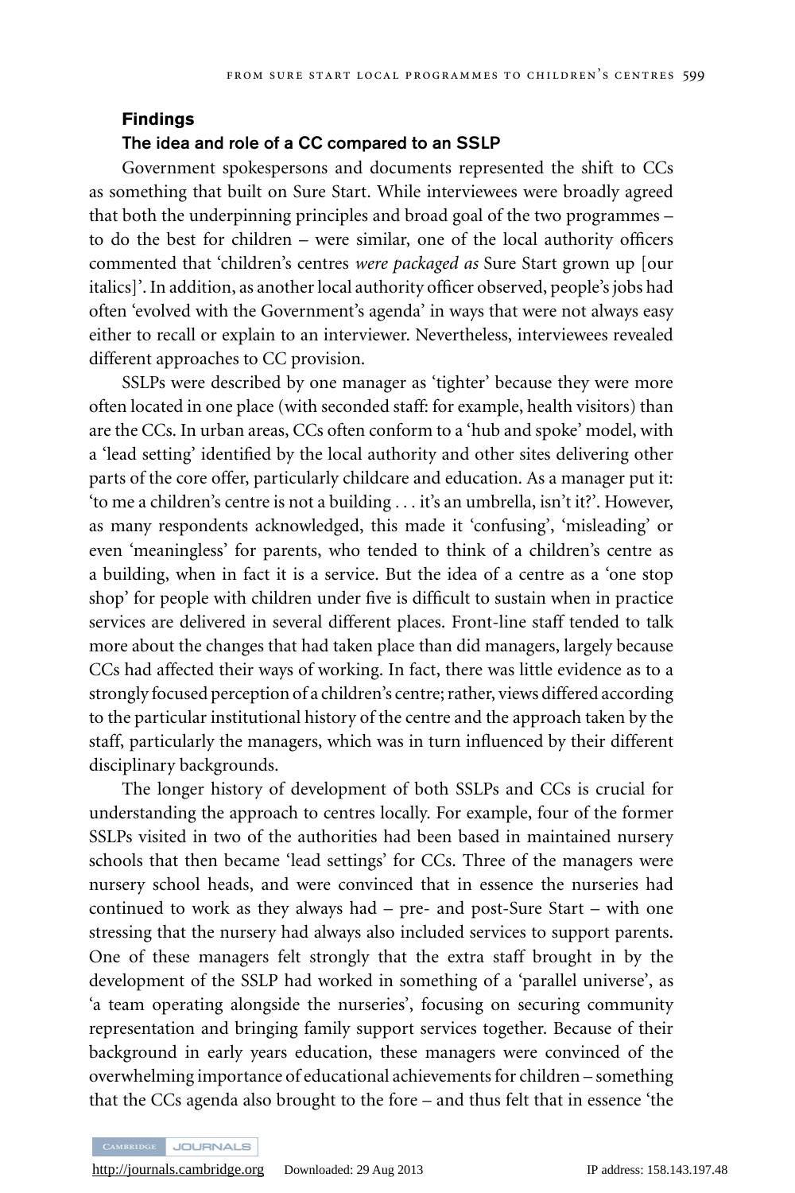## Findings

### The idea and role of a CC compared to an SSLP

Government spokespersons and documents represented the shift to CCs as something that built on Sure Start. While interviewees were broadly agreed that both the underpinning principles and broad goal of the two programmes – to do the best for children – were similar, one of the local authority officers commented that 'children's centres *were packaged as* Sure Start grown up [our italics]'. In addition, as another local authority officer observed, people's jobs had often 'evolved with the Government's agenda' in ways that were not always easy either to recall or explain to an interviewer. Nevertheless, interviewees revealed different approaches to CC provision.

SSLPs were described by one manager as 'tighter' because they were more often located in one place (with seconded staff: for example, health visitors) than are the CCs. In urban areas, CCs often conform to a 'hub and spoke' model, with a 'lead setting' identified by the local authority and other sites delivering other parts of the core offer, particularly childcare and education. As a manager put it: 'to me a children's centre is not a building . . . it's an umbrella, isn't it?'. However, as many respondents acknowledged, this made it 'confusing', 'misleading' or even 'meaningless' for parents, who tended to think of a children's centre as a building, when in fact it is a service. But the idea of a centre as a 'one stop shop' for people with children under five is difficult to sustain when in practice services are delivered in several different places. Front-line staff tended to talk more about the changes that had taken place than did managers, largely because CCs had affected their ways of working. In fact, there was little evidence as to a strongly focused perception of a children's centre; rather, views differed according to the particular institutional history of the centre and the approach taken by the staff, particularly the managers, which was in turn influenced by their different disciplinary backgrounds.

The longer history of development of both SSLPs and CCs is crucial for understanding the approach to centres locally. For example, four of the former SSLPs visited in two of the authorities had been based in maintained nursery schools that then became 'lead settings' for CCs. Three of the managers were nursery school heads, and were convinced that in essence the nurseries had continued to work as they always had – pre- and post-Sure Start – with one stressing that the nursery had always also included services to support parents. One of these managers felt strongly that the extra staff brought in by the development of the SSLP had worked in something of a 'parallel universe', as 'a team operating alongside the nurseries', focusing on securing community representation and bringing family support services together. Because of their background in early years education, these managers were convinced of the overwhelming importance of educational achievements for children – something that the CCs agenda also brought to the fore – and thus felt that in essence 'the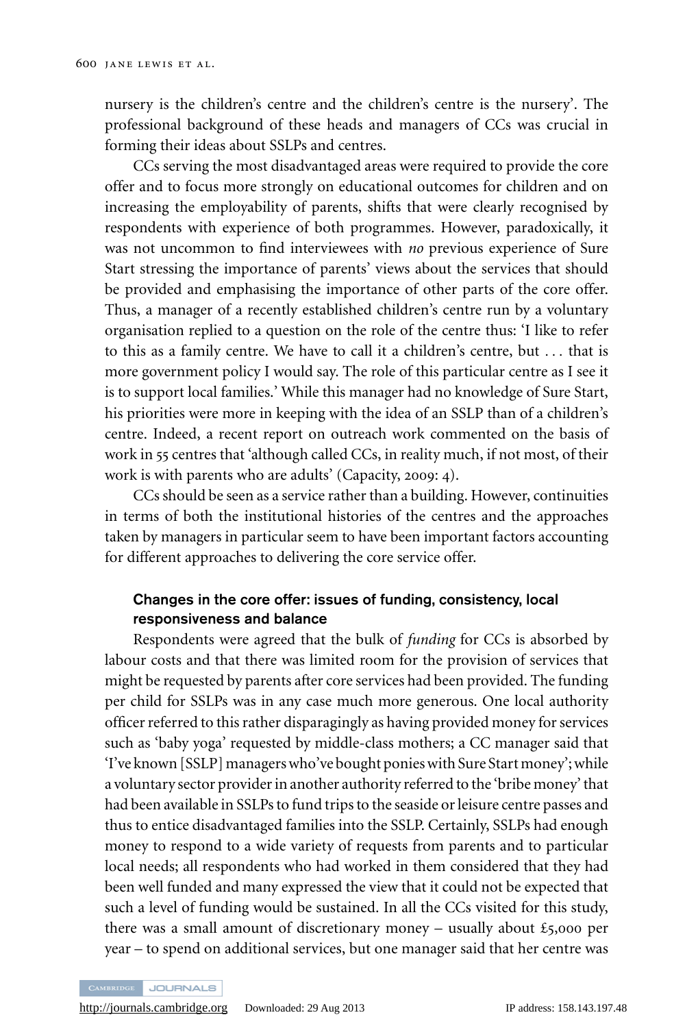nursery is the children's centre and the children's centre is the nursery'. The professional background of these heads and managers of CCs was crucial in forming their ideas about SSLPs and centres.

CCs serving the most disadvantaged areas were required to provide the core offer and to focus more strongly on educational outcomes for children and on increasing the employability of parents, shifts that were clearly recognised by respondents with experience of both programmes. However, paradoxically, it was not uncommon to find interviewees with *no* previous experience of Sure Start stressing the importance of parents' views about the services that should be provided and emphasising the importance of other parts of the core offer. Thus, a manager of a recently established children's centre run by a voluntary organisation replied to a question on the role of the centre thus: 'I like to refer to this as a family centre. We have to call it a children's centre, but ... that is more government policy I would say. The role of this particular centre as I see it is to support local families.' While this manager had no knowledge of Sure Start, his priorities were more in keeping with the idea of an SSLP than of a children's centre. Indeed, a recent report on outreach work commented on the basis of work in 55 centres that 'although called CCs, in reality much, if not most, of their work is with parents who are adults' (Capacity, 2009: 4).

CCs should be seen as a service rather than a building. However, continuities in terms of both the institutional histories of the centres and the approaches taken by managers in particular seem to have been important factors accounting for different approaches to delivering the core service offer.

### Changes in the core offer: issues of funding, consistency, local responsiveness and balance

Respondents were agreed that the bulk of *funding* for CCs is absorbed by labour costs and that there was limited room for the provision of services that might be requested by parents after core services had been provided. The funding per child for SSLPs was in any case much more generous. One local authority officer referred to this rather disparagingly as having provided money for services such as 'baby yoga' requested by middle-class mothers; a CC manager said that 'I've known [SSLP] managers who've bought ponies with Sure Start money'; while a voluntary sector provider in another authority referred to the 'bribe money' that had been available in SSLPs to fund trips to the seaside or leisure centre passes and thus to entice disadvantaged families into the SSLP. Certainly, SSLPs had enough money to respond to a wide variety of requests from parents and to particular local needs; all respondents who had worked in them considered that they had been well funded and many expressed the view that it could not be expected that such a level of funding would be sustained. In all the CCs visited for this study, there was a small amount of discretionary money – usually about £5,000 per year – to spend on additional services, but one manager said that her centre was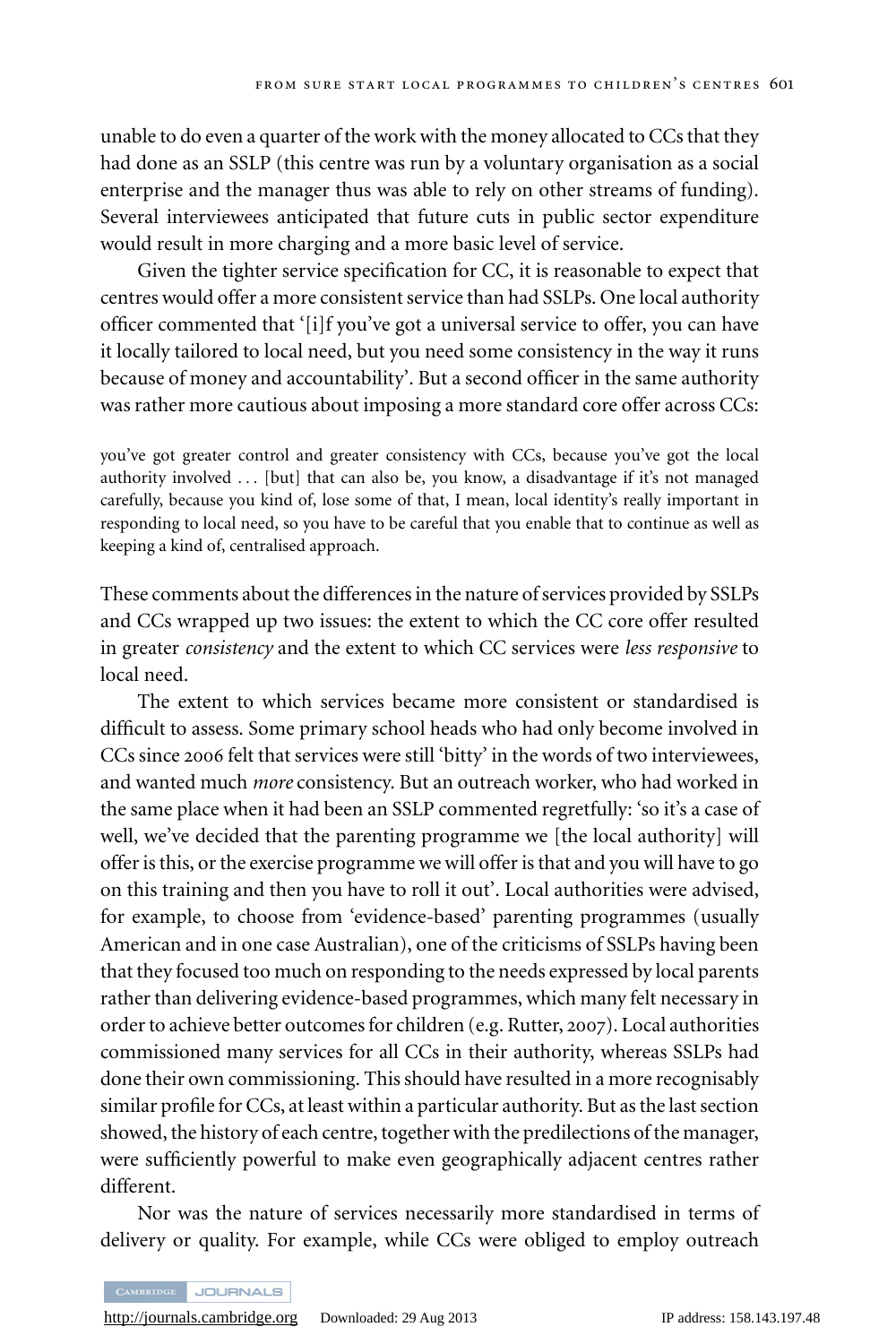unable to do even a quarter of the work with the money allocated to CCs that they had done as an SSLP (this centre was run by a voluntary organisation as a social enterprise and the manager thus was able to rely on other streams of funding). Several interviewees anticipated that future cuts in public sector expenditure would result in more charging and a more basic level of service.

Given the tighter service specification for CC, it is reasonable to expect that centres would offer a more consistent service than had SSLPs. One local authority officer commented that '[i]f you've got a universal service to offer, you can have it locally tailored to local need, but you need some consistency in the way it runs because of money and accountability'. But a second officer in the same authority was rather more cautious about imposing a more standard core offer across CCs:

> you've got greater control and greater consistency with CCs, because you've got the local authority involved . . . [but] that can also be, you know, a disadvantage if it's not managed carefully, because you kind of, lose some of that, I mean, local identity's really important in responding to local need, so you have to be careful that you enable that to continue as well as keeping a kind of, centralised approach.

These comments about the differences in the nature of services provided by SSLPs and CCs wrapped up two issues: the extent to which the CC core offer resulted in greater *consistency* and the extent to which CC services were *less responsive* to local need.

The extent to which services became more consistent or standardised is difficult to assess. Some primary school heads who had only become involved in CCs since 2006 felt that services were still 'bitty' in the words of two interviewees, and wanted much *more* consistency. But an outreach worker, who had worked in the same place when it had been an SSLP commented regretfully: 'so it's a case of well, we've decided that the parenting programme we [the local authority] will offer is this, or the exercise programme we will offer is that and you will have to go on this training and then you have to roll it out'. Local authorities were advised, for example, to choose from 'evidence-based' parenting programmes (usually American and in one case Australian), one of the criticisms of SSLPs having been that they focused too much on responding to the needs expressed by local parents rather than delivering evidence-based programmes, which many felt necessary in order to achieve better outcomes for children (e.g. Rutter, 2007). Local authorities commissioned many services for all CCs in their authority, whereas SSLPs had done their own commissioning. This should have resulted in a more recognisably similar profile for CCs, at least within a particular authority. But as the last section showed, the history of each centre, together with the predilections of the manager, were sufficiently powerful to make even geographically adjacent centres rather different.

Nor was the nature of services necessarily more standardised in terms of delivery or quality. For example, while CCs were obliged to employ outreach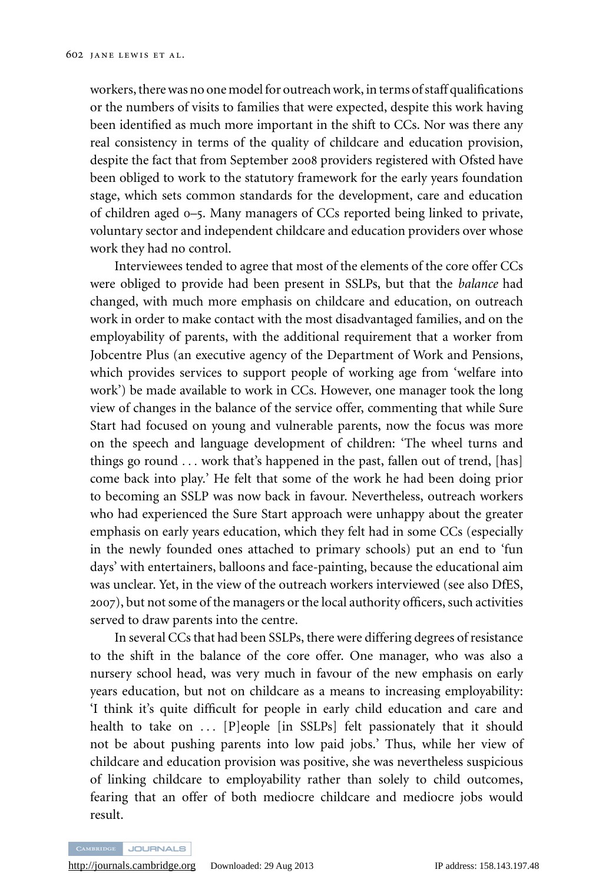workers, there was no one model for outreach work, in terms of staff qualifications or the numbers of visits to families that were expected, despite this work having been identified as much more important in the shift to CCs. Nor was there any real consistency in terms of the quality of childcare and education provision, despite the fact that from September 2008 providers registered with Ofsted have been obliged to work to the statutory framework for the early years foundation stage, which sets common standards for the development, care and education of children aged 0–5. Many managers of CCs reported being linked to private, voluntary sector and independent childcare and education providers over whose work they had no control.

Interviewees tended to agree that most of the elements of the core offer CCs were obliged to provide had been present in SSLPs, but that the *balance* had changed, with much more emphasis on childcare and education, on outreach work in order to make contact with the most disadvantaged families, and on the employability of parents, with the additional requirement that a worker from Jobcentre Plus (an executive agency of the Department of Work and Pensions, which provides services to support people of working age from 'welfare into work') be made available to work in CCs. However, one manager took the long view of changes in the balance of the service offer, commenting that while Sure Start had focused on young and vulnerable parents, now the focus was more on the speech and language development of children: 'The wheel turns and things go round . . . work that's happened in the past, fallen out of trend, [has] come back into play.' He felt that some of the work he had been doing prior to becoming an SSLP was now back in favour. Nevertheless, outreach workers who had experienced the Sure Start approach were unhappy about the greater emphasis on early years education, which they felt had in some CCs (especially in the newly founded ones attached to primary schools) put an end to 'fun days' with entertainers, balloons and face-painting, because the educational aim was unclear. Yet, in the view of the outreach workers interviewed (see also DfES, 2007), but not some of the managers or the local authority officers, such activities served to draw parents into the centre.

In several CCs that had been SSLPs, there were differing degrees of resistance to the shift in the balance of the core offer. One manager, who was also a nursery school head, was very much in favour of the new emphasis on early years education, but not on childcare as a means to increasing employability: 'I think it's quite difficult for people in early child education and care and health to take on . . . [P]eople [in SSLPs] felt passionately that it should not be about pushing parents into low paid jobs.' Thus, while her view of childcare and education provision was positive, she was nevertheless suspicious of linking childcare to employability rather than solely to child outcomes, fearing that an offer of both mediocre childcare and mediocre jobs would result.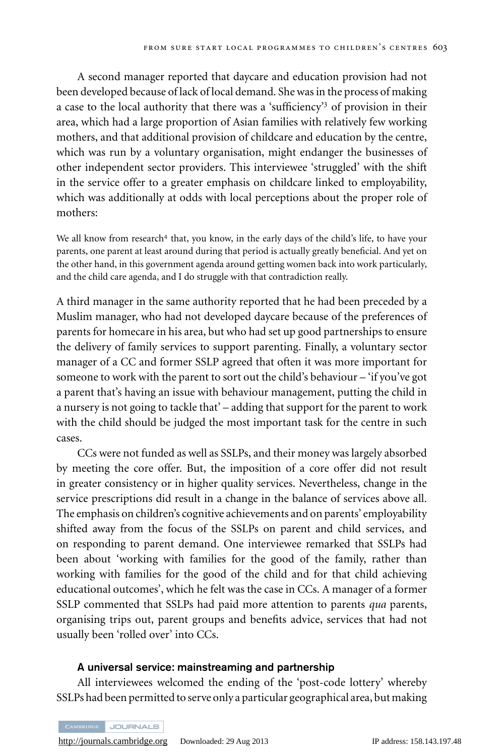A second manager reported that daycare and education provision had not been developed because of lack of local demand. She was in the process of making a case to the local authority that there was a 'sufficiency'[3] of provision in their area, which had a large proportion of Asian families with relatively few working mothers, and that additional provision of childcare and education by the centre, which was run by a voluntary organisation, might endanger the businesses of other independent sector providers. This interviewee 'struggled' with the shift in the service offer to a greater emphasis on childcare linked to employability, which was additionally at odds with local perceptions about the proper role of mothers:

> We all know from research[4] that, you know, in the early days of the child's life, to have your parents, one parent at least around during that period is actually greatly beneficial. And yet on the other hand, in this government agenda around getting women back into work particularly, and the child care agenda, and I do struggle with that contradiction really.

A third manager in the same authority reported that he had been preceded by a Muslim manager, who had not developed daycare because of the preferences of parents for homecare in his area, but who had set up good partnerships to ensure the delivery of family services to support parenting. Finally, a voluntary sector manager of a CC and former SSLP agreed that often it was more important for someone to work with the parent to sort out the child's behaviour – 'if you've got a parent that's having an issue with behaviour management, putting the child in a nursery is not going to tackle that' – adding that support for the parent to work with the child should be judged the most important task for the centre in such cases.

CCs were not funded as well as SSLPs, and their money was largely absorbed by meeting the core offer. But, the imposition of a core offer did not result in greater consistency or in higher quality services. Nevertheless, change in the service prescriptions did result in a change in the balance of services above all. The emphasis on children's cognitive achievements and on parents' employability shifted away from the focus of the SSLPs on parent and child services, and on responding to parent demand. One interviewee remarked that SSLPs had been about 'working with families for the good of the family, rather than working with families for the good of the child and for that child achieving educational outcomes', which he felt was the case in CCs. A manager of a former SSLP commented that SSLPs had paid more attention to parents *qua* parents, organising trips out, parent groups and benefits advice, services that had not usually been 'rolled over' into CCs.

### A universal service: mainstreaming and partnership

All interviewees welcomed the ending of the 'post-code lottery' whereby SSLPs had been permitted to serve only a particular geographical area, but making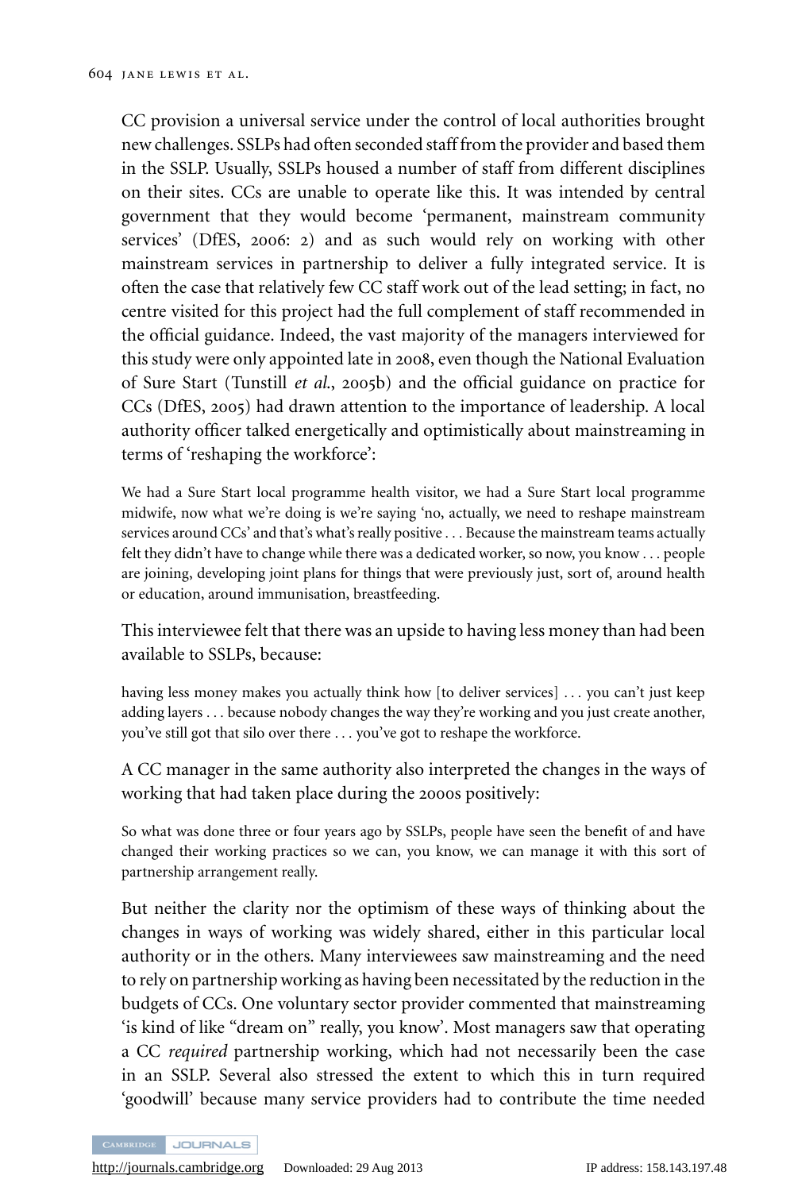CC provision a universal service under the control of local authorities brought new challenges. SSLPs had often seconded staff from the provider and based them in the SSLP. Usually, SSLPs housed a number of staff from different disciplines on their sites. CCs are unable to operate like this. It was intended by central government that they would become 'permanent, mainstream community services' (DfES, 2006: 2) and as such would rely on working with other mainstream services in partnership to deliver a fully integrated service. It is often the case that relatively few CC staff work out of the lead setting; in fact, no centre visited for this project had the full complement of staff recommended in the official guidance. Indeed, the vast majority of the managers interviewed for this study were only appointed late in 2008, even though the National Evaluation of Sure Start (Tunstill *et al.*, 2005b) and the official guidance on practice for CCs (DfES, 2005) had drawn attention to the importance of leadership. A local authority officer talked energetically and optimistically about mainstreaming in terms of 'reshaping the workforce':

> We had a Sure Start local programme health visitor, we had a Sure Start local programme midwife, now what we're doing is we're saying 'no, actually, we need to reshape mainstream services around CCs' and that's what's really positive . . . Because the mainstream teams actually felt they didn't have to change while there was a dedicated worker, so now, you know . . . people are joining, developing joint plans for things that were previously just, sort of, around health or education, around immunisation, breastfeeding.

This interviewee felt that there was an upside to having less money than had been available to SSLPs, because:

> having less money makes you actually think how [to deliver services] . . . you can't just keep adding layers . . . because nobody changes the way they're working and you just create another, you've still got that silo over there . . . you've got to reshape the workforce.

A CC manager in the same authority also interpreted the changes in the ways of working that had taken place during the 2000s positively:

> So what was done three or four years ago by SSLPs, people have seen the benefit of and have changed their working practices so we can, you know, we can manage it with this sort of partnership arrangement really.

But neither the clarity nor the optimism of these ways of thinking about the changes in ways of working was widely shared, either in this particular local authority or in the others. Many interviewees saw mainstreaming and the need to rely on partnership working as having been necessitated by the reduction in the budgets of CCs. One voluntary sector provider commented that mainstreaming 'is kind of like "dream on" really, you know'. Most managers saw that operating a CC *required* partnership working, which had not necessarily been the case in an SSLP. Several also stressed the extent to which this in turn required 'goodwill' because many service providers had to contribute the time needed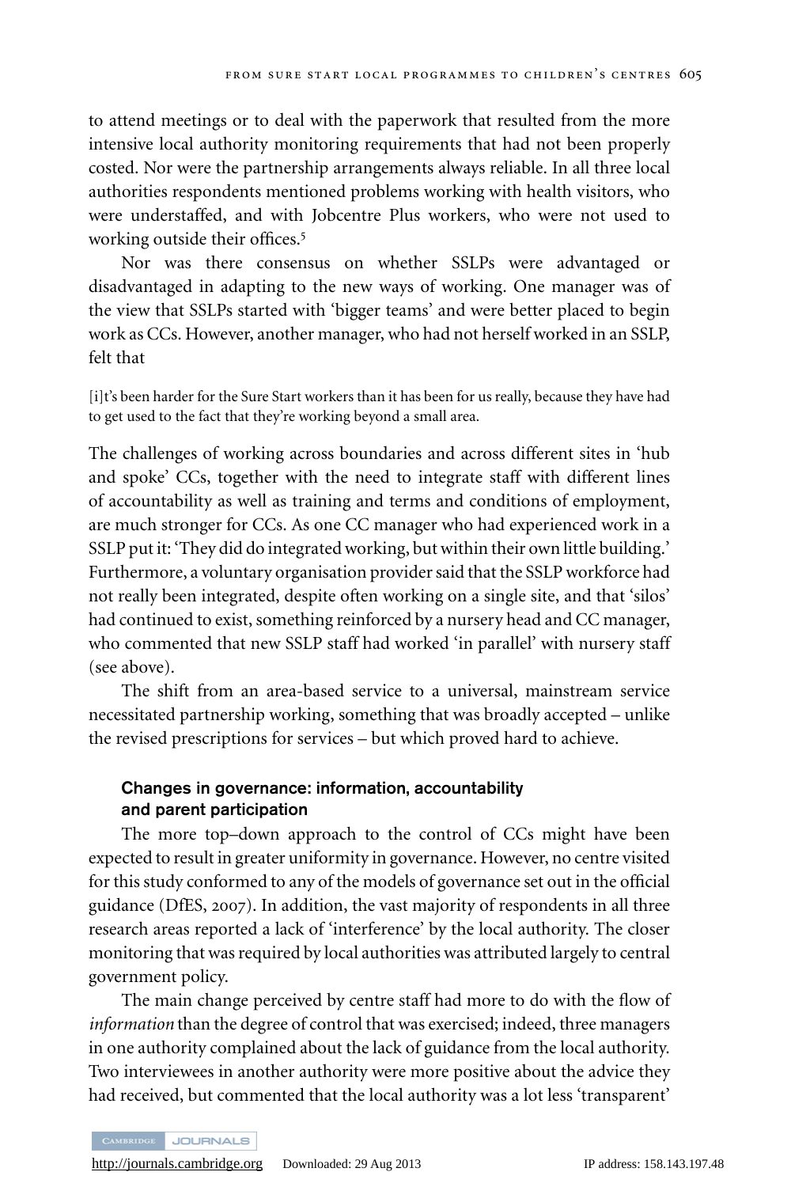to attend meetings or to deal with the paperwork that resulted from the more intensive local authority monitoring requirements that had not been properly costed. Nor were the partnership arrangements always reliable. In all three local authorities respondents mentioned problems working with health visitors, who were understaffed, and with Jobcentre Plus workers, who were not used to working outside their offices.[5]

Nor was there consensus on whether SSLPs were advantaged or disadvantaged in adapting to the new ways of working. One manager was of the view that SSLPs started with 'bigger teams' and were better placed to begin work as CCs. However, another manager, who had not herself worked in an SSLP, felt that

> [i]t's been harder for the Sure Start workers than it has been for us really, because they have had to get used to the fact that they're working beyond a small area.

The challenges of working across boundaries and across different sites in 'hub and spoke' CCs, together with the need to integrate staff with different lines of accountability as well as training and terms and conditions of employment, are much stronger for CCs. As one CC manager who had experienced work in a SSLP put it: 'They did do integrated working, but within their own little building.' Furthermore, a voluntary organisation provider said that the SSLP workforce had not really been integrated, despite often working on a single site, and that 'silos' had continued to exist, something reinforced by a nursery head and CC manager, who commented that new SSLP staff had worked 'in parallel' with nursery staff (see above).

The shift from an area-based service to a universal, mainstream service necessitated partnership working, something that was broadly accepted – unlike the revised prescriptions for services – but which proved hard to achieve.

### Changes in governance: information, accountability and parent participation

The more top–down approach to the control of CCs might have been expected to result in greater uniformity in governance. However, no centre visited for this study conformed to any of the models of governance set out in the official guidance (DfES, 2007). In addition, the vast majority of respondents in all three research areas reported a lack of 'interference' by the local authority. The closer monitoring that was required by local authorities was attributed largely to central government policy.

The main change perceived by centre staff had more to do with the flow of *information* than the degree of control that was exercised; indeed, three managers in one authority complained about the lack of guidance from the local authority. Two interviewees in another authority were more positive about the advice they had received, but commented that the local authority was a lot less 'transparent'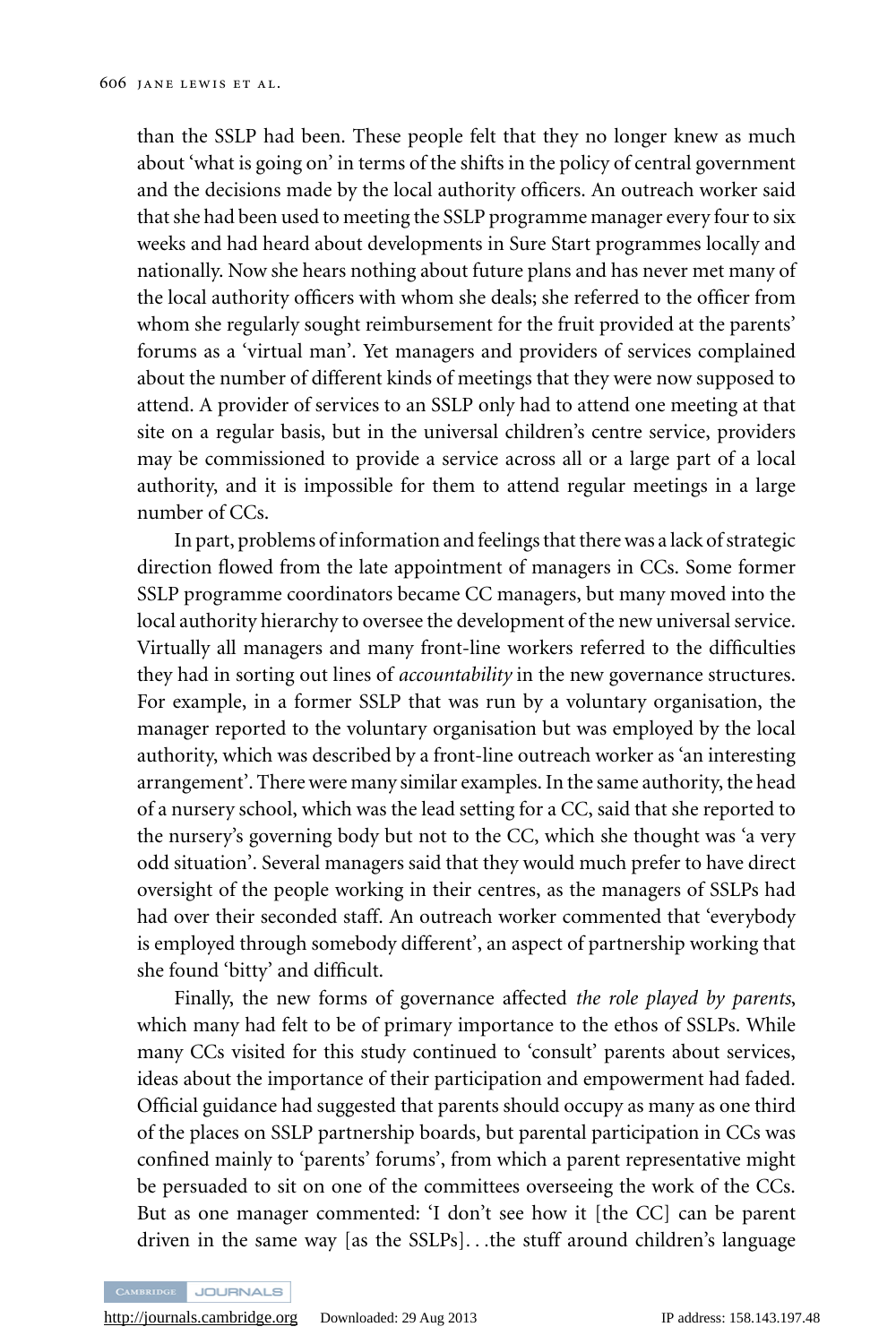than the SSLP had been. These people felt that they no longer knew as much about 'what is going on' in terms of the shifts in the policy of central government and the decisions made by the local authority officers. An outreach worker said that she had been used to meeting the SSLP programme manager every four to six weeks and had heard about developments in Sure Start programmes locally and nationally. Now she hears nothing about future plans and has never met many of the local authority officers with whom she deals; she referred to the officer from whom she regularly sought reimbursement for the fruit provided at the parents' forums as a 'virtual man'. Yet managers and providers of services complained about the number of different kinds of meetings that they were now supposed to attend. A provider of services to an SSLP only had to attend one meeting at that site on a regular basis, but in the universal children's centre service, providers may be commissioned to provide a service across all or a large part of a local authority, and it is impossible for them to attend regular meetings in a large number of CCs.

In part, problems of information and feelings that there was a lack of strategic direction flowed from the late appointment of managers in CCs. Some former SSLP programme coordinators became CC managers, but many moved into the local authority hierarchy to oversee the development of the new universal service. Virtually all managers and many front-line workers referred to the difficulties they had in sorting out lines of *accountability* in the new governance structures. For example, in a former SSLP that was run by a voluntary organisation, the manager reported to the voluntary organisation but was employed by the local authority, which was described by a front-line outreach worker as 'an interesting arrangement'. There were many similar examples. In the same authority, the head of a nursery school, which was the lead setting for a CC, said that she reported to the nursery's governing body but not to the CC, which she thought was 'a very odd situation'. Several managers said that they would much prefer to have direct oversight of the people working in their centres, as the managers of SSLPs had had over their seconded staff. An outreach worker commented that 'everybody is employed through somebody different', an aspect of partnership working that she found 'bitty' and difficult.

Finally, the new forms of governance affected *the role played by parents*, which many had felt to be of primary importance to the ethos of SSLPs. While many CCs visited for this study continued to 'consult' parents about services, ideas about the importance of their participation and empowerment had faded. Official guidance had suggested that parents should occupy as many as one third of the places on SSLP partnership boards, but parental participation in CCs was confined mainly to 'parents' forums', from which a parent representative might be persuaded to sit on one of the committees overseeing the work of the CCs. But as one manager commented: 'I don't see how it [the CC] can be parent driven in the same way [as the SSLPs]. . .the stuff around children's language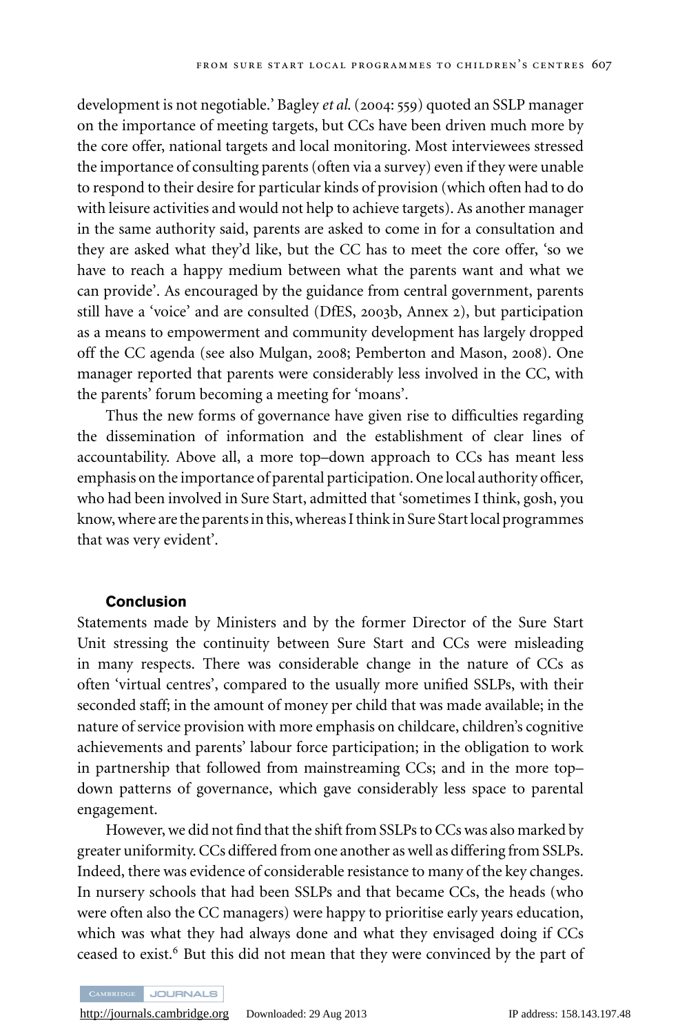development is not negotiable.' Bagley *et al.* (2004: 559) quoted an SSLP manager on the importance of meeting targets, but CCs have been driven much more by the core offer, national targets and local monitoring. Most interviewees stressed the importance of consulting parents (often via a survey) even if they were unable to respond to their desire for particular kinds of provision (which often had to do with leisure activities and would not help to achieve targets). As another manager in the same authority said, parents are asked to come in for a consultation and they are asked what they'd like, but the CC has to meet the core offer, 'so we have to reach a happy medium between what the parents want and what we can provide'. As encouraged by the guidance from central government, parents still have a 'voice' and are consulted (DfES, 2003b, Annex 2), but participation as a means to empowerment and community development has largely dropped off the CC agenda (see also Mulgan, 2008; Pemberton and Mason, 2008). One manager reported that parents were considerably less involved in the CC, with the parents' forum becoming a meeting for 'moans'.

Thus the new forms of governance have given rise to difficulties regarding the dissemination of information and the establishment of clear lines of accountability. Above all, a more top–down approach to CCs has meant less emphasis on the importance of parental participation. One local authority officer, who had been involved in Sure Start, admitted that 'sometimes I think, gosh, you know, where are the parents in this, whereas I think in Sure Start local programmes that was very evident'.

## Conclusion

Statements made by Ministers and by the former Director of the Sure Start Unit stressing the continuity between Sure Start and CCs were misleading in many respects. There was considerable change in the nature of CCs as often 'virtual centres', compared to the usually more unified SSLPs, with their seconded staff; in the amount of money per child that was made available; in the nature of service provision with more emphasis on childcare, children's cognitive achievements and parents' labour force participation; in the obligation to work in partnership that followed from mainstreaming CCs; and in the more top–down patterns of governance, which gave considerably less space to parental engagement.

However, we did not find that the shift from SSLPs to CCs was also marked by greater uniformity. CCs differed from one another as well as differing from SSLPs. Indeed, there was evidence of considerable resistance to many of the key changes. In nursery schools that had been SSLPs and that became CCs, the heads (who were often also the CC managers) were happy to prioritise early years education, which was what they had always done and what they envisaged doing if CCs ceased to exist.[6] But this did not mean that they were convinced by the part of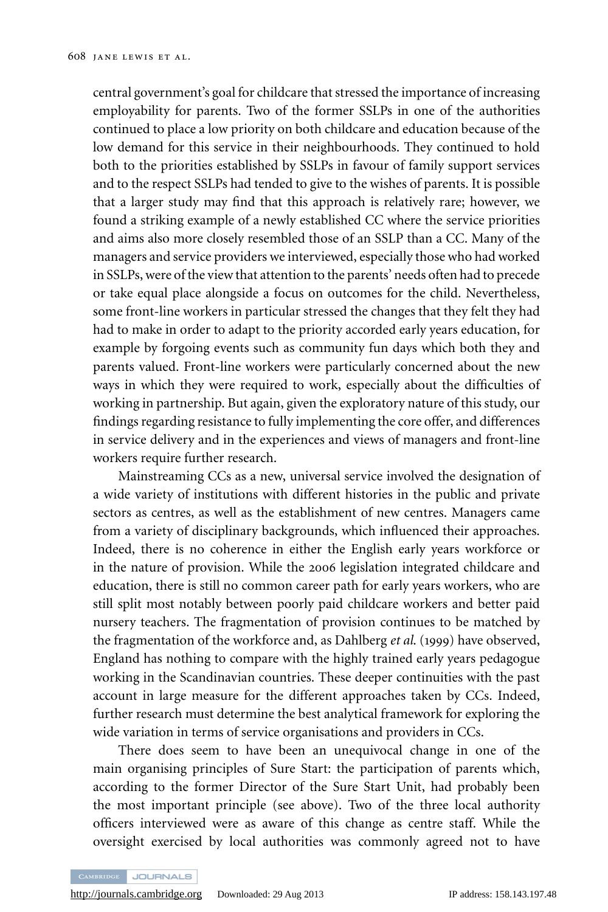central government's goal for childcare that stressed the importance of increasing employability for parents. Two of the former SSLPs in one of the authorities continued to place a low priority on both childcare and education because of the low demand for this service in their neighbourhoods. They continued to hold both to the priorities established by SSLPs in favour of family support services and to the respect SSLPs had tended to give to the wishes of parents. It is possible that a larger study may find that this approach is relatively rare; however, we found a striking example of a newly established CC where the service priorities and aims also more closely resembled those of an SSLP than a CC. Many of the managers and service providers we interviewed, especially those who had worked in SSLPs, were of the view that attention to the parents' needs often had to precede or take equal place alongside a focus on outcomes for the child. Nevertheless, some front-line workers in particular stressed the changes that they felt they had had to make in order to adapt to the priority accorded early years education, for example by forgoing events such as community fun days which both they and parents valued. Front-line workers were particularly concerned about the new ways in which they were required to work, especially about the difficulties of working in partnership. But again, given the exploratory nature of this study, our findings regarding resistance to fully implementing the core offer, and differences in service delivery and in the experiences and views of managers and front-line workers require further research.

Mainstreaming CCs as a new, universal service involved the designation of a wide variety of institutions with different histories in the public and private sectors as centres, as well as the establishment of new centres. Managers came from a variety of disciplinary backgrounds, which influenced their approaches. Indeed, there is no coherence in either the English early years workforce or in the nature of provision. While the 2006 legislation integrated childcare and education, there is still no common career path for early years workers, who are still split most notably between poorly paid childcare workers and better paid nursery teachers. The fragmentation of provision continues to be matched by the fragmentation of the workforce and, as Dahlberg *et al.* (1999) have observed, England has nothing to compare with the highly trained early years pedagogue working in the Scandinavian countries. These deeper continuities with the past account in large measure for the different approaches taken by CCs. Indeed, further research must determine the best analytical framework for exploring the wide variation in terms of service organisations and providers in CCs.

There does seem to have been an unequivocal change in one of the main organising principles of Sure Start: the participation of parents which, according to the former Director of the Sure Start Unit, had probably been the most important principle (see above). Two of the three local authority officers interviewed were as aware of this change as centre staff. While the oversight exercised by local authorities was commonly agreed not to have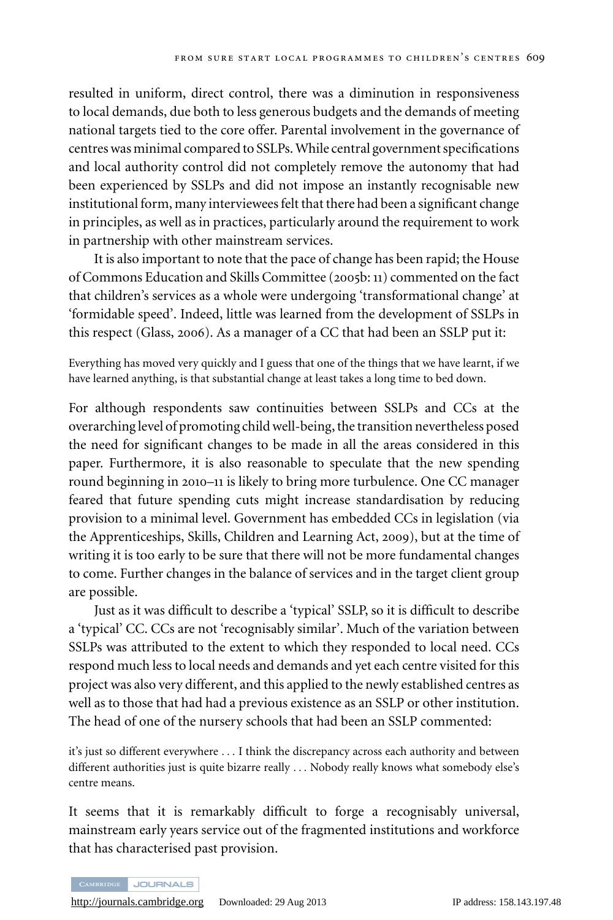resulted in uniform, direct control, there was a diminution in responsiveness to local demands, due both to less generous budgets and the demands of meeting national targets tied to the core offer. Parental involvement in the governance of centres was minimal compared to SSLPs. While central government specifications and local authority control did not completely remove the autonomy that had been experienced by SSLPs and did not impose an instantly recognisable new institutional form, many interviewees felt that there had been a significant change in principles, as well as in practices, particularly around the requirement to work in partnership with other mainstream services.

It is also important to note that the pace of change has been rapid; the House of Commons Education and Skills Committee (2005b: 11) commented on the fact that children's services as a whole were undergoing 'transformational change' at 'formidable speed'. Indeed, little was learned from the development of SSLPs in this respect (Glass, 2006). As a manager of a CC that had been an SSLP put it:

> Everything has moved very quickly and I guess that one of the things that we have learnt, if we have learned anything, is that substantial change at least takes a long time to bed down.

For although respondents saw continuities between SSLPs and CCs at the overarching level of promoting child well-being, the transition nevertheless posed the need for significant changes to be made in all the areas considered in this paper. Furthermore, it is also reasonable to speculate that the new spending round beginning in 2010–11 is likely to bring more turbulence. One CC manager feared that future spending cuts might increase standardisation by reducing provision to a minimal level. Government has embedded CCs in legislation (via the Apprenticeships, Skills, Children and Learning Act, 2009), but at the time of writing it is too early to be sure that there will not be more fundamental changes to come. Further changes in the balance of services and in the target client group are possible.

Just as it was difficult to describe a 'typical' SSLP, so it is difficult to describe a 'typical' CC. CCs are not 'recognisably similar'. Much of the variation between SSLPs was attributed to the extent to which they responded to local need. CCs respond much less to local needs and demands and yet each centre visited for this project was also very different, and this applied to the newly established centres as well as to those that had had a previous existence as an SSLP or other institution. The head of one of the nursery schools that had been an SSLP commented:

> it's just so different everywhere . . . I think the discrepancy across each authority and between different authorities just is quite bizarre really . . . Nobody really knows what somebody else's centre means.

It seems that it is remarkably difficult to forge a recognisably universal, mainstream early years service out of the fragmented institutions and workforce that has characterised past provision.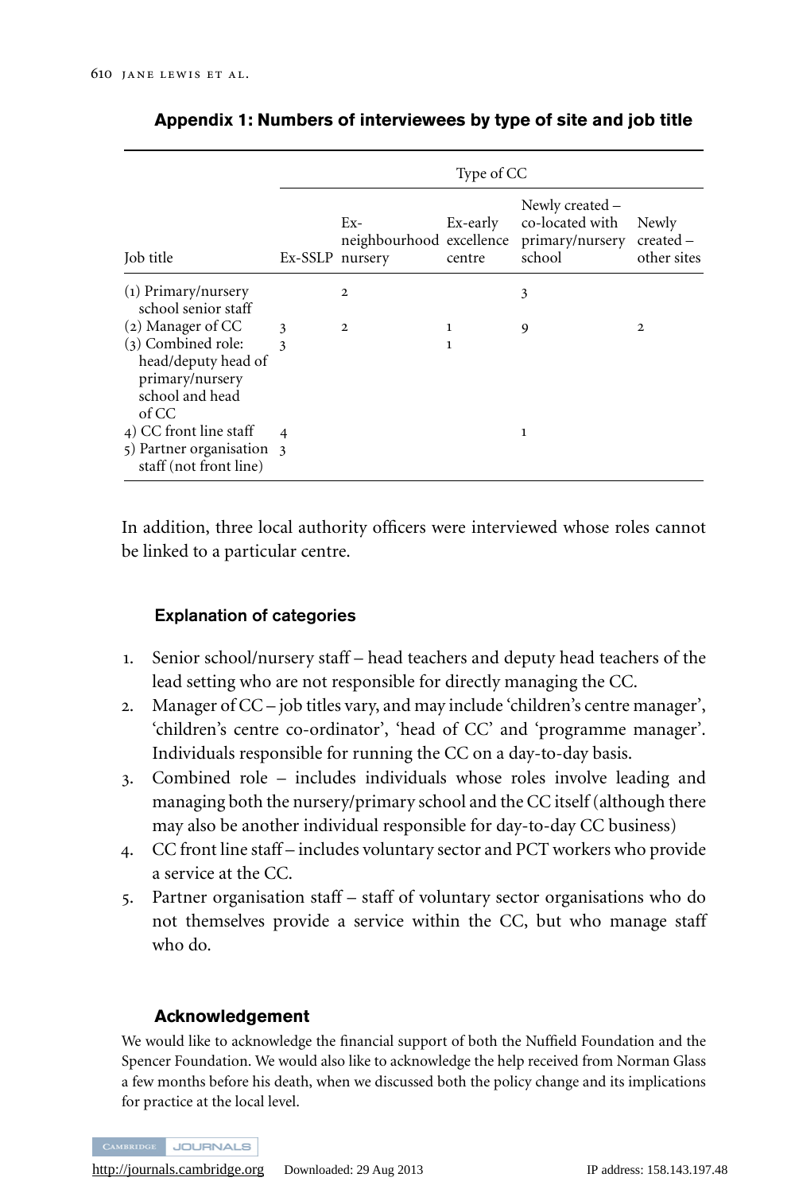## Appendix 1: Numbers of interviewees by type of site and job title

| Job title | Type of CC | | | | |
|---|---|---|---|---|---|
| | Ex-SSLP | Ex-neighbourhood nursery | Ex-early excellence centre | Newly created – co-located with primary/nursery school | Newly created – other sites |
| (1) Primary/nursery school senior staff | | 2 | | 3 | |
| (2) Manager of CC | 3 | 2 | 1 | 9 | 2 |
| (3) Combined role: head/deputy head of primary/nursery school and head of CC | 3 | | 1 | | |
| 4) CC front line staff | 4 | | | 1 | |
| 5) Partner organisation staff (not front line) | 3 | | | | |

In addition, three local authority officers were interviewed whose roles cannot be linked to a particular centre.

### Explanation of categories

1. Senior school/nursery staff – head teachers and deputy head teachers of the lead setting who are not responsible for directly managing the CC.
2. Manager of CC – job titles vary, and may include 'children's centre manager', 'children's centre co-ordinator', 'head of CC' and 'programme manager'. Individuals responsible for running the CC on a day-to-day basis.
3. Combined role – includes individuals whose roles involve leading and managing both the nursery/primary school and the CC itself (although there may also be another individual responsible for day-to-day CC business)
4. CC front line staff – includes voluntary sector and PCT workers who provide a service at the CC.
5. Partner organisation staff – staff of voluntary sector organisations who do not themselves provide a service within the CC, but who manage staff who do.

## Acknowledgement

We would like to acknowledge the financial support of both the Nuffield Foundation and the Spencer Foundation. We would also like to acknowledge the help received from Norman Glass a few months before his death, when we discussed both the policy change and its implications for practice at the local level.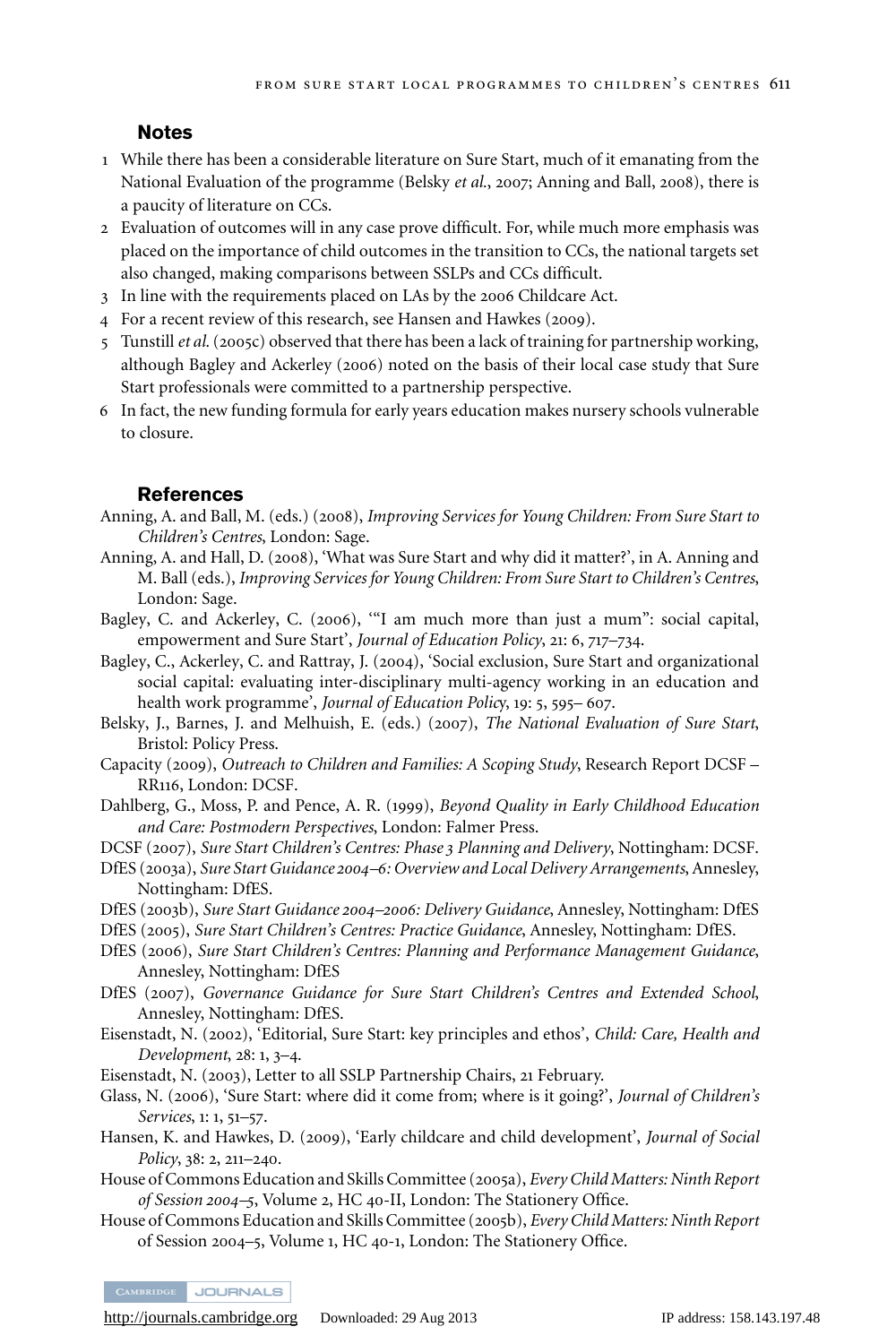## Notes

1. While there has been a considerable literature on Sure Start, much of it emanating from the National Evaluation of the programme (Belsky *et al.*, 2007; Anning and Ball, 2008), there is a paucity of literature on CCs.
2. Evaluation of outcomes will in any case prove difficult. For, while much more emphasis was placed on the importance of child outcomes in the transition to CCs, the national targets set also changed, making comparisons between SSLPs and CCs difficult.
3. In line with the requirements placed on LAs by the 2006 Childcare Act.
4. For a recent review of this research, see Hansen and Hawkes (2009).
5. Tunstill *et al.* (2005c) observed that there has been a lack of training for partnership working, although Bagley and Ackerley (2006) noted on the basis of their local case study that Sure Start professionals were committed to a partnership perspective.
6. In fact, the new funding formula for early years education makes nursery schools vulnerable to closure.

## References

Anning, A. and Ball, M. (eds.) (2008), *Improving Services for Young Children: From Sure Start to Children's Centres*, London: Sage.

Anning, A. and Hall, D. (2008), 'What was Sure Start and why did it matter?', in A. Anning and M. Ball (eds.), *Improving Services for Young Children: From Sure Start to Children's Centres*, London: Sage.

Bagley, C. and Ackerley, C. (2006), '"I am much more than just a mum": social capital, empowerment and Sure Start', *Journal of Education Policy*, 21: 6, 717–734.

Bagley, C., Ackerley, C. and Rattray, J. (2004), 'Social exclusion, Sure Start and organizational social capital: evaluating inter-disciplinary multi-agency working in an education and health work programme', *Journal of Education Policy*, 19: 5, 595– 607.

Belsky, J., Barnes, J. and Melhuish, E. (eds.) (2007), *The National Evaluation of Sure Start*, Bristol: Policy Press.

Capacity (2009), *Outreach to Children and Families: A Scoping Study*, Research Report DCSF – RR116, London: DCSF.

Dahlberg, G., Moss, P. and Pence, A. R. (1999), *Beyond Quality in Early Childhood Education and Care: Postmodern Perspectives*, London: Falmer Press.

DCSF (2007), *Sure Start Children's Centres: Phase 3 Planning and Delivery*, Nottingham: DCSF.

DfES (2003a), *Sure Start Guidance 2004–6: Overview and Local Delivery Arrangements*, Annesley, Nottingham: DfES.

DfES (2003b), *Sure Start Guidance 2004–2006: Delivery Guidance*, Annesley, Nottingham: DfES

DfES (2005), *Sure Start Children's Centres: Practice Guidance*, Annesley, Nottingham: DfES.

DfES (2006), *Sure Start Children's Centres: Planning and Performance Management Guidance*, Annesley, Nottingham: DfES

DfES (2007), *Governance Guidance for Sure Start Children's Centres and Extended School*, Annesley, Nottingham: DfES.

Eisenstadt, N. (2002), 'Editorial, Sure Start: key principles and ethos', *Child: Care, Health and Development*, 28: 1, 3–4.

Eisenstadt, N. (2003), Letter to all SSLP Partnership Chairs, 21 February.

Glass, N. (2006), 'Sure Start: where did it come from; where is it going?', *Journal of Children's Services*, 1: 1, 51–57.

Hansen, K. and Hawkes, D. (2009), 'Early childcare and child development', *Journal of Social Policy*, 38: 2, 211–240.

House of Commons Education and Skills Committee (2005a), *Every Child Matters: Ninth Report of Session 2004–5*, Volume 2, HC 40-II, London: The Stationery Office.

House of Commons Education and Skills Committee (2005b), *Every Child Matters: Ninth Report* of Session 2004–5, Volume 1, HC 40-1, London: The Stationery Office.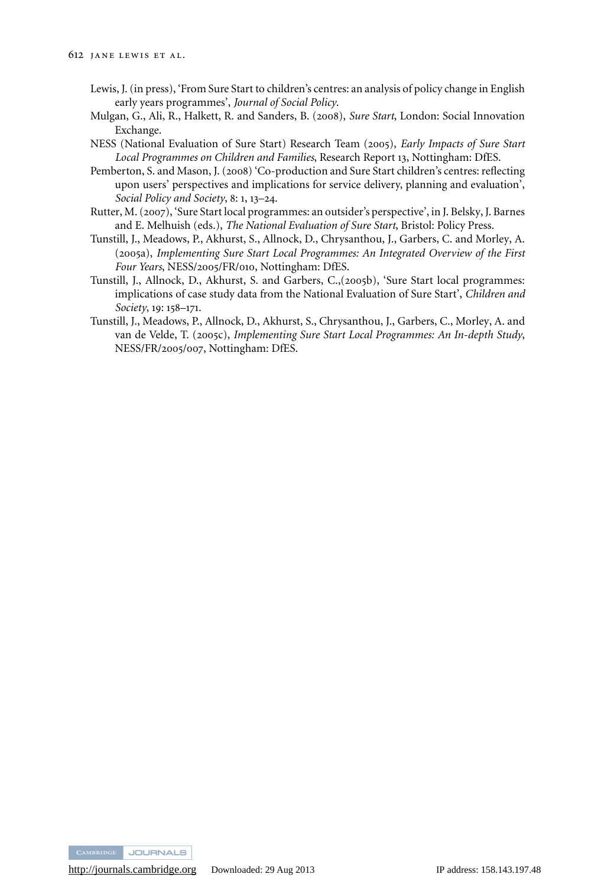Lewis, J. (in press), 'From Sure Start to children's centres: an analysis of policy change in English early years programmes', *Journal of Social Policy*.

Mulgan, G., Ali, R., Halkett, R. and Sanders, B. (2008), *Sure Start*, London: Social Innovation Exchange.

NESS (National Evaluation of Sure Start) Research Team (2005), *Early Impacts of Sure Start Local Programmes on Children and Families*, Research Report 13, Nottingham: DfES.

Pemberton, S. and Mason, J. (2008) 'Co-production and Sure Start children's centres: reflecting upon users' perspectives and implications for service delivery, planning and evaluation', *Social Policy and Society*, 8: 1, 13–24.

Rutter, M. (2007), 'Sure Start local programmes: an outsider's perspective', in J. Belsky, J. Barnes and E. Melhuish (eds.), *The National Evaluation of Sure Start*, Bristol: Policy Press.

Tunstill, J., Meadows, P., Akhurst, S., Allnock, D., Chrysanthou, J., Garbers, C. and Morley, A. (2005a), *Implementing Sure Start Local Programmes: An Integrated Overview of the First Four Years*, NESS/2005/FR/010, Nottingham: DfES.

Tunstill, J., Allnock, D., Akhurst, S. and Garbers, C.,(2005b), 'Sure Start local programmes: implications of case study data from the National Evaluation of Sure Start', *Children and Society*, 19: 158–171.

Tunstill, J., Meadows, P., Allnock, D., Akhurst, S., Chrysanthou, J., Garbers, C., Morley, A. and van de Velde, T. (2005c), *Implementing Sure Start Local Programmes: An In-depth Study*, NESS/FR/2005/007, Nottingham: DfES.